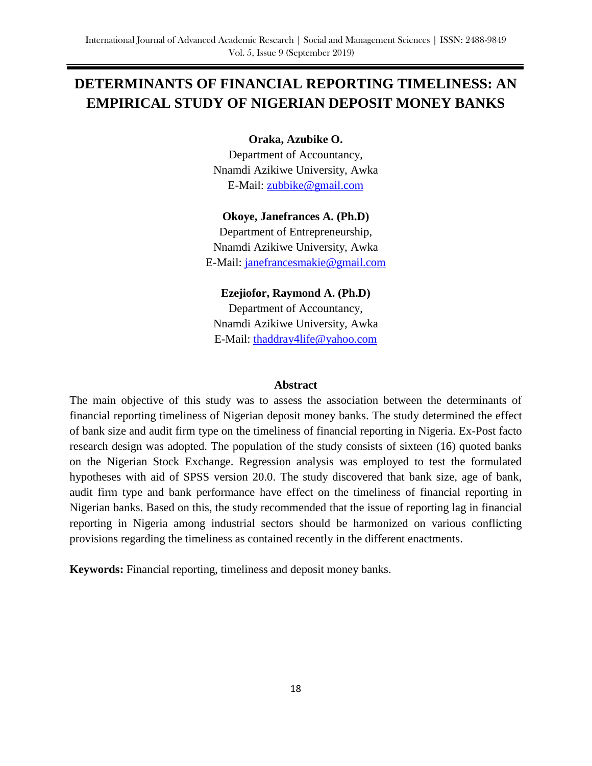# DETERMINANTS OF FINANCIAL REPORTING TIMELINESS: AN EMPIRICAL STUDY OF NIGERIAN DEPOSIT MONEY BANKS

**Oraka, Azubike O.**
Department of Accountancy,
Nnamdi Azikiwe University, Awka
E-Mail: zubbike@gmail.com

**Okoye, Janefrances A. (Ph.D)**
Department of Entrepreneurship,
Nnamdi Azikiwe University, Awka
E-Mail: janefrancesmakie@gmail.com

**Ezejiofor, Raymond A. (Ph.D)**
Department of Accountancy,
Nnamdi Azikiwe University, Awka
E-Mail: thaddray4life@yahoo.com

## Abstract

The main objective of this study was to assess the association between the determinants of financial reporting timeliness of Nigerian deposit money banks. The study determined the effect of bank size and audit firm type on the timeliness of financial reporting in Nigeria. Ex-Post facto research design was adopted. The population of the study consists of sixteen (16) quoted banks on the Nigerian Stock Exchange. Regression analysis was employed to test the formulated hypotheses with aid of SPSS version 20.0. The study discovered that bank size, age of bank, audit firm type and bank performance have effect on the timeliness of financial reporting in Nigerian banks. Based on this, the study recommended that the issue of reporting lag in financial reporting in Nigeria among industrial sectors should be harmonized on various conflicting provisions regarding the timeliness as contained recently in the different enactments.

**Keywords:** Financial reporting, timeliness and deposit money banks.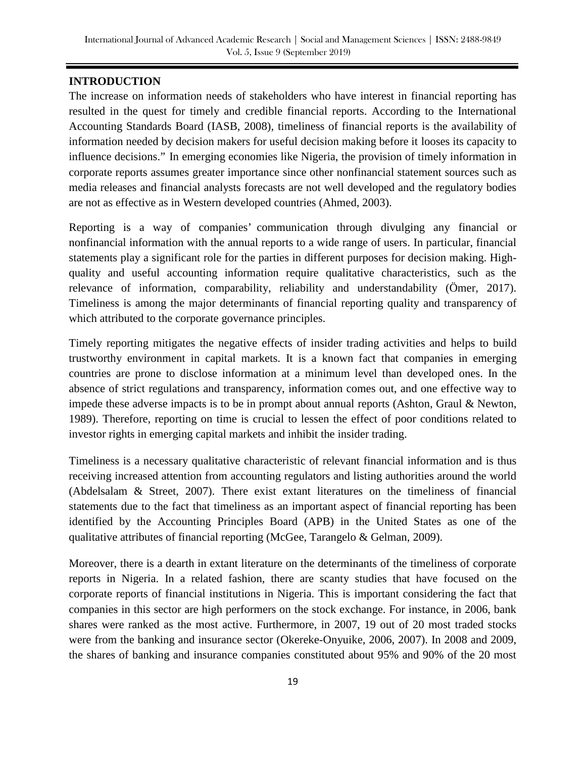## INTRODUCTION

The increase on information needs of stakeholders who have interest in financial reporting has resulted in the quest for timely and credible financial reports. According to the International Accounting Standards Board (IASB, 2008), timeliness of financial reports is the availability of information needed by decision makers for useful decision making before it looses its capacity to influence decisions." In emerging economies like Nigeria, the provision of timely information in corporate reports assumes greater importance since other nonfinancial statement sources such as media releases and financial analysts forecasts are not well developed and the regulatory bodies are not as effective as in Western developed countries (Ahmed, 2003).

Reporting is a way of companies' communication through divulging any financial or nonfinancial information with the annual reports to a wide range of users. In particular, financial statements play a significant role for the parties in different purposes for decision making. High-quality and useful accounting information require qualitative characteristics, such as the relevance of information, comparability, reliability and understandability (Ömer, 2017). Timeliness is among the major determinants of financial reporting quality and transparency of which attributed to the corporate governance principles.

Timely reporting mitigates the negative effects of insider trading activities and helps to build trustworthy environment in capital markets. It is a known fact that companies in emerging countries are prone to disclose information at a minimum level than developed ones. In the absence of strict regulations and transparency, information comes out, and one effective way to impede these adverse impacts is to be in prompt about annual reports (Ashton, Graul & Newton, 1989). Therefore, reporting on time is crucial to lessen the effect of poor conditions related to investor rights in emerging capital markets and inhibit the insider trading.

Timeliness is a necessary qualitative characteristic of relevant financial information and is thus receiving increased attention from accounting regulators and listing authorities around the world (Abdelsalam & Street, 2007). There exist extant literatures on the timeliness of financial statements due to the fact that timeliness as an important aspect of financial reporting has been identified by the Accounting Principles Board (APB) in the United States as one of the qualitative attributes of financial reporting (McGee, Tarangelo & Gelman, 2009).

Moreover, there is a dearth in extant literature on the determinants of the timeliness of corporate reports in Nigeria. In a related fashion, there are scanty studies that have focused on the corporate reports of financial institutions in Nigeria. This is important considering the fact that companies in this sector are high performers on the stock exchange. For instance, in 2006, bank shares were ranked as the most active. Furthermore, in 2007, 19 out of 20 most traded stocks were from the banking and insurance sector (Okereke-Onyuike, 2006, 2007). In 2008 and 2009, the shares of banking and insurance companies constituted about 95% and 90% of the 20 most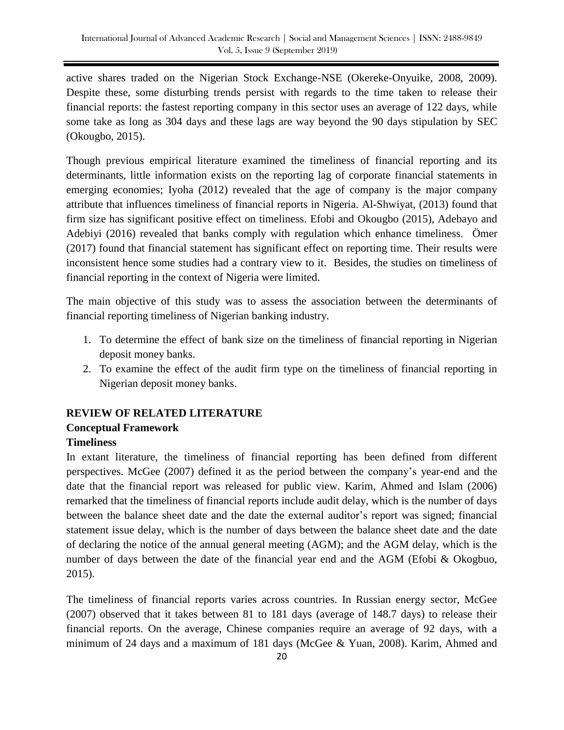active shares traded on the Nigerian Stock Exchange-NSE (Okereke-Onyuike, 2008, 2009). Despite these, some disturbing trends persist with regards to the time taken to release their financial reports: the fastest reporting company in this sector uses an average of 122 days, while some take as long as 304 days and these lags are way beyond the 90 days stipulation by SEC (Okougbo, 2015).

Though previous empirical literature examined the timeliness of financial reporting and its determinants, little information exists on the reporting lag of corporate financial statements in emerging economies; Iyoha (2012) revealed that the age of company is the major company attribute that influences timeliness of financial reports in Nigeria. Al-Shwiyat, (2013) found that firm size has significant positive effect on timeliness. Efobi and Okougbo (2015), Adebayo and Adebiyi (2016) revealed that banks comply with regulation which enhance timeliness. Ömer (2017) found that financial statement has significant effect on reporting time. Their results were inconsistent hence some studies had a contrary view to it. Besides, the studies on timeliness of financial reporting in the context of Nigeria were limited.

The main objective of this study was to assess the association between the determinants of financial reporting timeliness of Nigerian banking industry.

1. To determine the effect of bank size on the timeliness of financial reporting in Nigerian deposit money banks.
2. To examine the effect of the audit firm type on the timeliness of financial reporting in Nigerian deposit money banks.

## REVIEW OF RELATED LITERATURE

### Conceptual Framework

#### Timeliness

In extant literature, the timeliness of financial reporting has been defined from different perspectives. McGee (2007) defined it as the period between the company's year-end and the date that the financial report was released for public view. Karim, Ahmed and Islam (2006) remarked that the timeliness of financial reports include audit delay, which is the number of days between the balance sheet date and the date the external auditor's report was signed; financial statement issue delay, which is the number of days between the balance sheet date and the date of declaring the notice of the annual general meeting (AGM); and the AGM delay, which is the number of days between the date of the financial year end and the AGM (Efobi & Okogbuo, 2015).

The timeliness of financial reports varies across countries. In Russian energy sector, McGee (2007) observed that it takes between 81 to 181 days (average of 148.7 days) to release their financial reports. On the average, Chinese companies require an average of 92 days, with a minimum of 24 days and a maximum of 181 days (McGee & Yuan, 2008). Karim, Ahmed and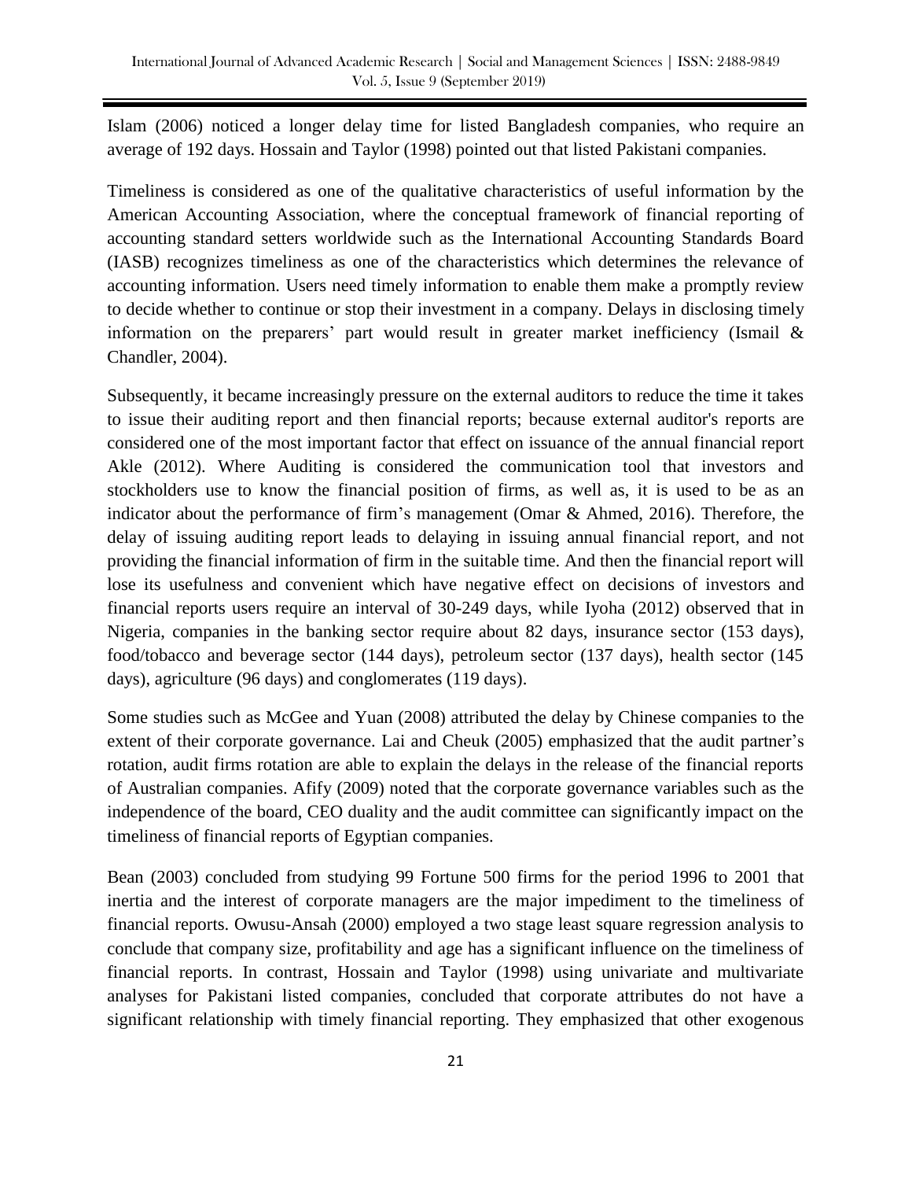Islam (2006) noticed a longer delay time for listed Bangladesh companies, who require an average of 192 days. Hossain and Taylor (1998) pointed out that listed Pakistani companies.

Timeliness is considered as one of the qualitative characteristics of useful information by the American Accounting Association, where the conceptual framework of financial reporting of accounting standard setters worldwide such as the International Accounting Standards Board (IASB) recognizes timeliness as one of the characteristics which determines the relevance of accounting information. Users need timely information to enable them make a promptly review to decide whether to continue or stop their investment in a company. Delays in disclosing timely information on the preparers' part would result in greater market inefficiency (Ismail & Chandler, 2004).

Subsequently, it became increasingly pressure on the external auditors to reduce the time it takes to issue their auditing report and then financial reports; because external auditor's reports are considered one of the most important factor that effect on issuance of the annual financial report Akle (2012). Where Auditing is considered the communication tool that investors and stockholders use to know the financial position of firms, as well as, it is used to be as an indicator about the performance of firm's management (Omar & Ahmed, 2016). Therefore, the delay of issuing auditing report leads to delaying in issuing annual financial report, and not providing the financial information of firm in the suitable time. And then the financial report will lose its usefulness and convenient which have negative effect on decisions of investors and financial reports users require an interval of 30-249 days, while Iyoha (2012) observed that in Nigeria, companies in the banking sector require about 82 days, insurance sector (153 days), food/tobacco and beverage sector (144 days), petroleum sector (137 days), health sector (145 days), agriculture (96 days) and conglomerates (119 days).

Some studies such as McGee and Yuan (2008) attributed the delay by Chinese companies to the extent of their corporate governance. Lai and Cheuk (2005) emphasized that the audit partner's rotation, audit firms rotation are able to explain the delays in the release of the financial reports of Australian companies. Afify (2009) noted that the corporate governance variables such as the independence of the board, CEO duality and the audit committee can significantly impact on the timeliness of financial reports of Egyptian companies.

Bean (2003) concluded from studying 99 Fortune 500 firms for the period 1996 to 2001 that inertia and the interest of corporate managers are the major impediment to the timeliness of financial reports. Owusu-Ansah (2000) employed a two stage least square regression analysis to conclude that company size, profitability and age has a significant influence on the timeliness of financial reports. In contrast, Hossain and Taylor (1998) using univariate and multivariate analyses for Pakistani listed companies, concluded that corporate attributes do not have a significant relationship with timely financial reporting. They emphasized that other exogenous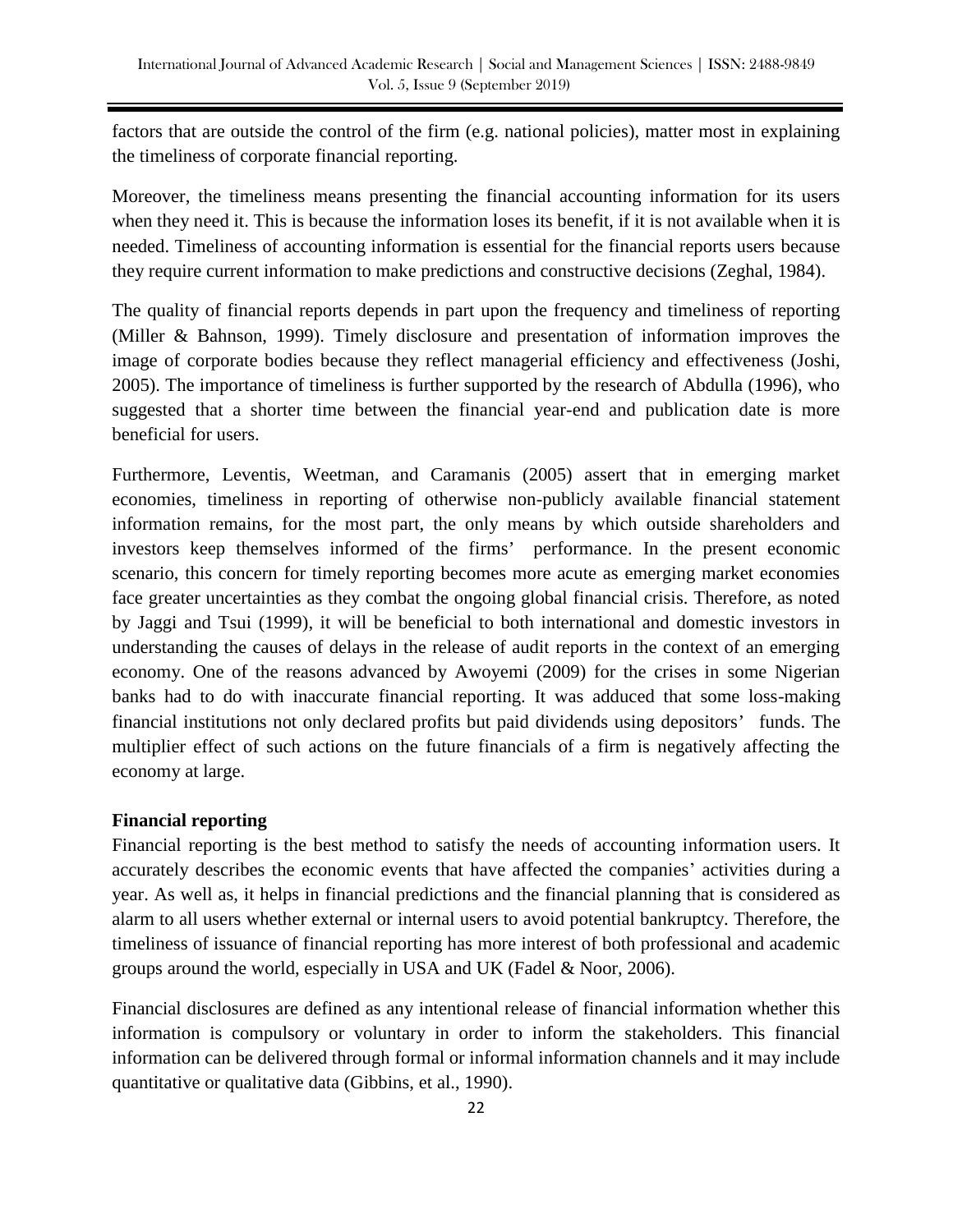factors that are outside the control of the firm (e.g. national policies), matter most in explaining the timeliness of corporate financial reporting.

Moreover, the timeliness means presenting the financial accounting information for its users when they need it. This is because the information loses its benefit, if it is not available when it is needed. Timeliness of accounting information is essential for the financial reports users because they require current information to make predictions and constructive decisions (Zeghal, 1984).

The quality of financial reports depends in part upon the frequency and timeliness of reporting (Miller & Bahnson, 1999). Timely disclosure and presentation of information improves the image of corporate bodies because they reflect managerial efficiency and effectiveness (Joshi, 2005). The importance of timeliness is further supported by the research of Abdulla (1996), who suggested that a shorter time between the financial year-end and publication date is more beneficial for users.

Furthermore, Leventis, Weetman, and Caramanis (2005) assert that in emerging market economies, timeliness in reporting of otherwise non-publicly available financial statement information remains, for the most part, the only means by which outside shareholders and investors keep themselves informed of the firms' performance. In the present economic scenario, this concern for timely reporting becomes more acute as emerging market economies face greater uncertainties as they combat the ongoing global financial crisis. Therefore, as noted by Jaggi and Tsui (1999), it will be beneficial to both international and domestic investors in understanding the causes of delays in the release of audit reports in the context of an emerging economy. One of the reasons advanced by Awoyemi (2009) for the crises in some Nigerian banks had to do with inaccurate financial reporting. It was adduced that some loss-making financial institutions not only declared profits but paid dividends using depositors' funds. The multiplier effect of such actions on the future financials of a firm is negatively affecting the economy at large.

**Financial reporting**

Financial reporting is the best method to satisfy the needs of accounting information users. It accurately describes the economic events that have affected the companies' activities during a year. As well as, it helps in financial predictions and the financial planning that is considered as alarm to all users whether external or internal users to avoid potential bankruptcy. Therefore, the timeliness of issuance of financial reporting has more interest of both professional and academic groups around the world, especially in USA and UK (Fadel & Noor, 2006).

Financial disclosures are defined as any intentional release of financial information whether this information is compulsory or voluntary in order to inform the stakeholders. This financial information can be delivered through formal or informal information channels and it may include quantitative or qualitative data (Gibbins, et al., 1990).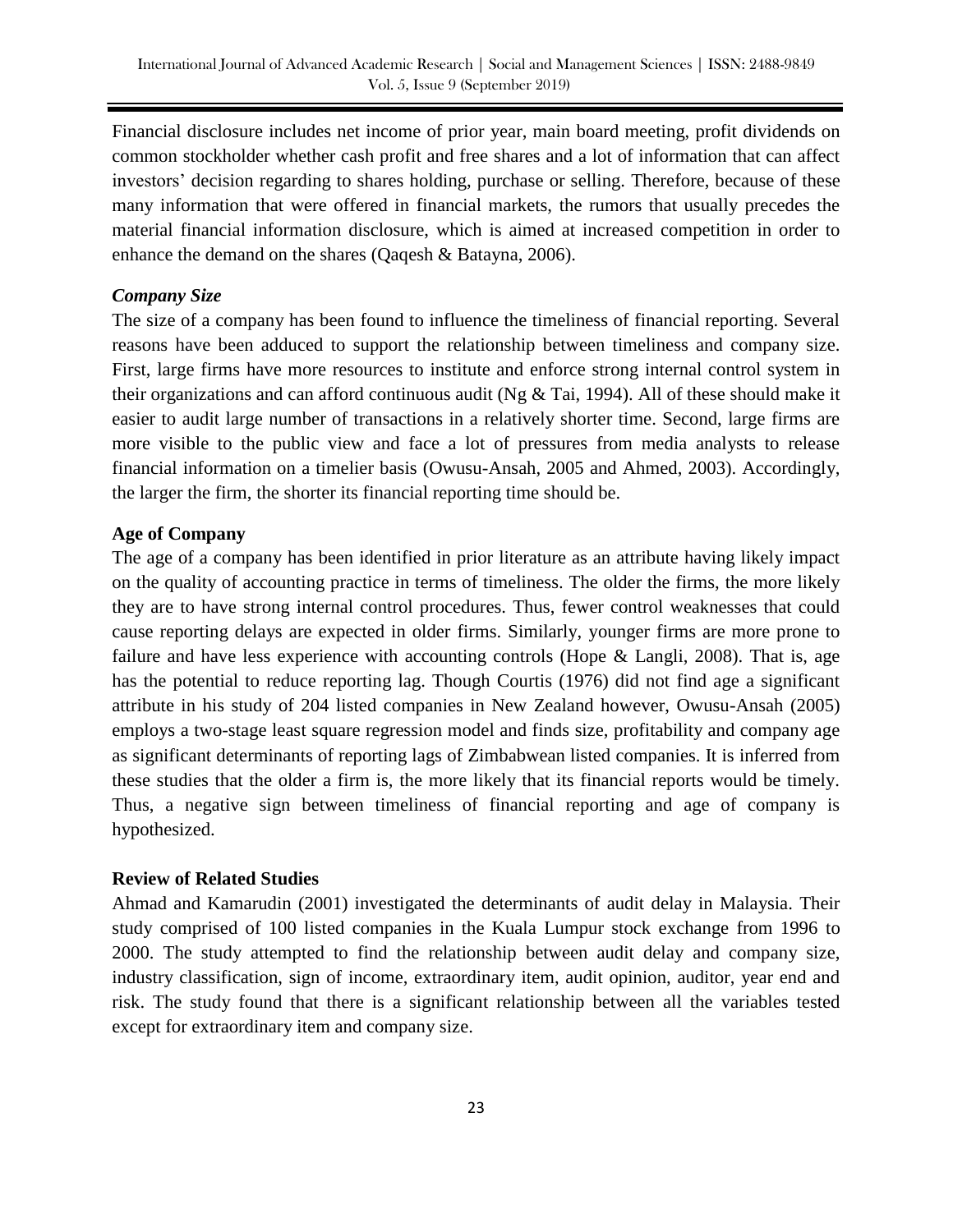Financial disclosure includes net income of prior year, main board meeting, profit dividends on common stockholder whether cash profit and free shares and a lot of information that can affect investors' decision regarding to shares holding, purchase or selling. Therefore, because of these many information that were offered in financial markets, the rumors that usually precedes the material financial information disclosure, which is aimed at increased competition in order to enhance the demand on the shares (Qaqesh & Batayna, 2006).

### *Company Size*

The size of a company has been found to influence the timeliness of financial reporting. Several reasons have been adduced to support the relationship between timeliness and company size. First, large firms have more resources to institute and enforce strong internal control system in their organizations and can afford continuous audit (Ng & Tai, 1994). All of these should make it easier to audit large number of transactions in a relatively shorter time. Second, large firms are more visible to the public view and face a lot of pressures from media analysts to release financial information on a timelier basis (Owusu-Ansah, 2005 and Ahmed, 2003). Accordingly, the larger the firm, the shorter its financial reporting time should be.

### Age of Company

The age of a company has been identified in prior literature as an attribute having likely impact on the quality of accounting practice in terms of timeliness. The older the firms, the more likely they are to have strong internal control procedures. Thus, fewer control weaknesses that could cause reporting delays are expected in older firms. Similarly, younger firms are more prone to failure and have less experience with accounting controls (Hope & Langli, 2008). That is, age has the potential to reduce reporting lag. Though Courtis (1976) did not find age a significant attribute in his study of 204 listed companies in New Zealand however, Owusu-Ansah (2005) employs a two-stage least square regression model and finds size, profitability and company age as significant determinants of reporting lags of Zimbabwean listed companies. It is inferred from these studies that the older a firm is, the more likely that its financial reports would be timely. Thus, a negative sign between timeliness of financial reporting and age of company is hypothesized.

## Review of Related Studies

Ahmad and Kamarudin (2001) investigated the determinants of audit delay in Malaysia. Their study comprised of 100 listed companies in the Kuala Lumpur stock exchange from 1996 to 2000. The study attempted to find the relationship between audit delay and company size, industry classification, sign of income, extraordinary item, audit opinion, auditor, year end and risk. The study found that there is a significant relationship between all the variables tested except for extraordinary item and company size.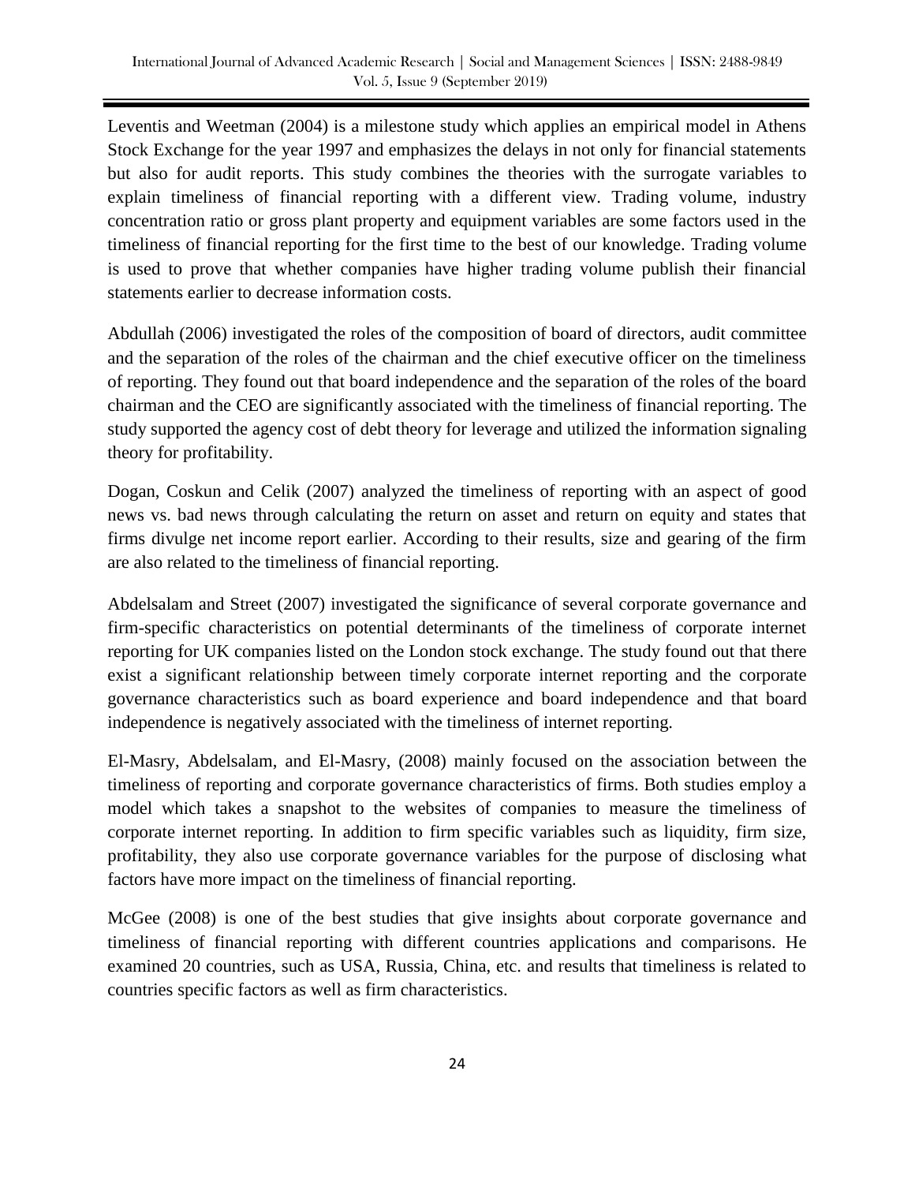Leventis and Weetman (2004) is a milestone study which applies an empirical model in Athens Stock Exchange for the year 1997 and emphasizes the delays in not only for financial statements but also for audit reports. This study combines the theories with the surrogate variables to explain timeliness of financial reporting with a different view. Trading volume, industry concentration ratio or gross plant property and equipment variables are some factors used in the timeliness of financial reporting for the first time to the best of our knowledge. Trading volume is used to prove that whether companies have higher trading volume publish their financial statements earlier to decrease information costs.

Abdullah (2006) investigated the roles of the composition of board of directors, audit committee and the separation of the roles of the chairman and the chief executive officer on the timeliness of reporting. They found out that board independence and the separation of the roles of the board chairman and the CEO are significantly associated with the timeliness of financial reporting. The study supported the agency cost of debt theory for leverage and utilized the information signaling theory for profitability.

Dogan, Coskun and Celik (2007) analyzed the timeliness of reporting with an aspect of good news vs. bad news through calculating the return on asset and return on equity and states that firms divulge net income report earlier. According to their results, size and gearing of the firm are also related to the timeliness of financial reporting.

Abdelsalam and Street (2007) investigated the significance of several corporate governance and firm-specific characteristics on potential determinants of the timeliness of corporate internet reporting for UK companies listed on the London stock exchange. The study found out that there exist a significant relationship between timely corporate internet reporting and the corporate governance characteristics such as board experience and board independence and that board independence is negatively associated with the timeliness of internet reporting.

El-Masry, Abdelsalam, and El-Masry, (2008) mainly focused on the association between the timeliness of reporting and corporate governance characteristics of firms. Both studies employ a model which takes a snapshot to the websites of companies to measure the timeliness of corporate internet reporting. In addition to firm specific variables such as liquidity, firm size, profitability, they also use corporate governance variables for the purpose of disclosing what factors have more impact on the timeliness of financial reporting.

McGee (2008) is one of the best studies that give insights about corporate governance and timeliness of financial reporting with different countries applications and comparisons. He examined 20 countries, such as USA, Russia, China, etc. and results that timeliness is related to countries specific factors as well as firm characteristics.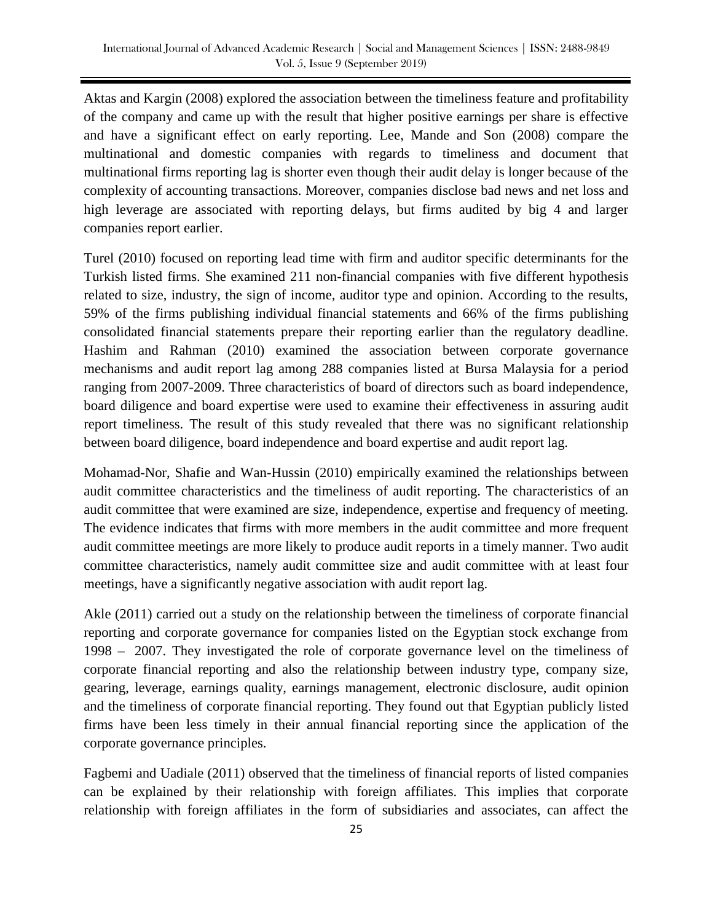Aktas and Kargin (2008) explored the association between the timeliness feature and profitability of the company and came up with the result that higher positive earnings per share is effective and have a significant effect on early reporting. Lee, Mande and Son (2008) compare the multinational and domestic companies with regards to timeliness and document that multinational firms reporting lag is shorter even though their audit delay is longer because of the complexity of accounting transactions. Moreover, companies disclose bad news and net loss and high leverage are associated with reporting delays, but firms audited by big 4 and larger companies report earlier.

Turel (2010) focused on reporting lead time with firm and auditor specific determinants for the Turkish listed firms. She examined 211 non-financial companies with five different hypothesis related to size, industry, the sign of income, auditor type and opinion. According to the results, 59% of the firms publishing individual financial statements and 66% of the firms publishing consolidated financial statements prepare their reporting earlier than the regulatory deadline. Hashim and Rahman (2010) examined the association between corporate governance mechanisms and audit report lag among 288 companies listed at Bursa Malaysia for a period ranging from 2007-2009. Three characteristics of board of directors such as board independence, board diligence and board expertise were used to examine their effectiveness in assuring audit report timeliness. The result of this study revealed that there was no significant relationship between board diligence, board independence and board expertise and audit report lag.

Mohamad-Nor, Shafie and Wan-Hussin (2010) empirically examined the relationships between audit committee characteristics and the timeliness of audit reporting. The characteristics of an audit committee that were examined are size, independence, expertise and frequency of meeting. The evidence indicates that firms with more members in the audit committee and more frequent audit committee meetings are more likely to produce audit reports in a timely manner. Two audit committee characteristics, namely audit committee size and audit committee with at least four meetings, have a significantly negative association with audit report lag.

Akle (2011) carried out a study on the relationship between the timeliness of corporate financial reporting and corporate governance for companies listed on the Egyptian stock exchange from 1998 – 2007. They investigated the role of corporate governance level on the timeliness of corporate financial reporting and also the relationship between industry type, company size, gearing, leverage, earnings quality, earnings management, electronic disclosure, audit opinion and the timeliness of corporate financial reporting. They found out that Egyptian publicly listed firms have been less timely in their annual financial reporting since the application of the corporate governance principles.

Fagbemi and Uadiale (2011) observed that the timeliness of financial reports of listed companies can be explained by their relationship with foreign affiliates. This implies that corporate relationship with foreign affiliates in the form of subsidiaries and associates, can affect the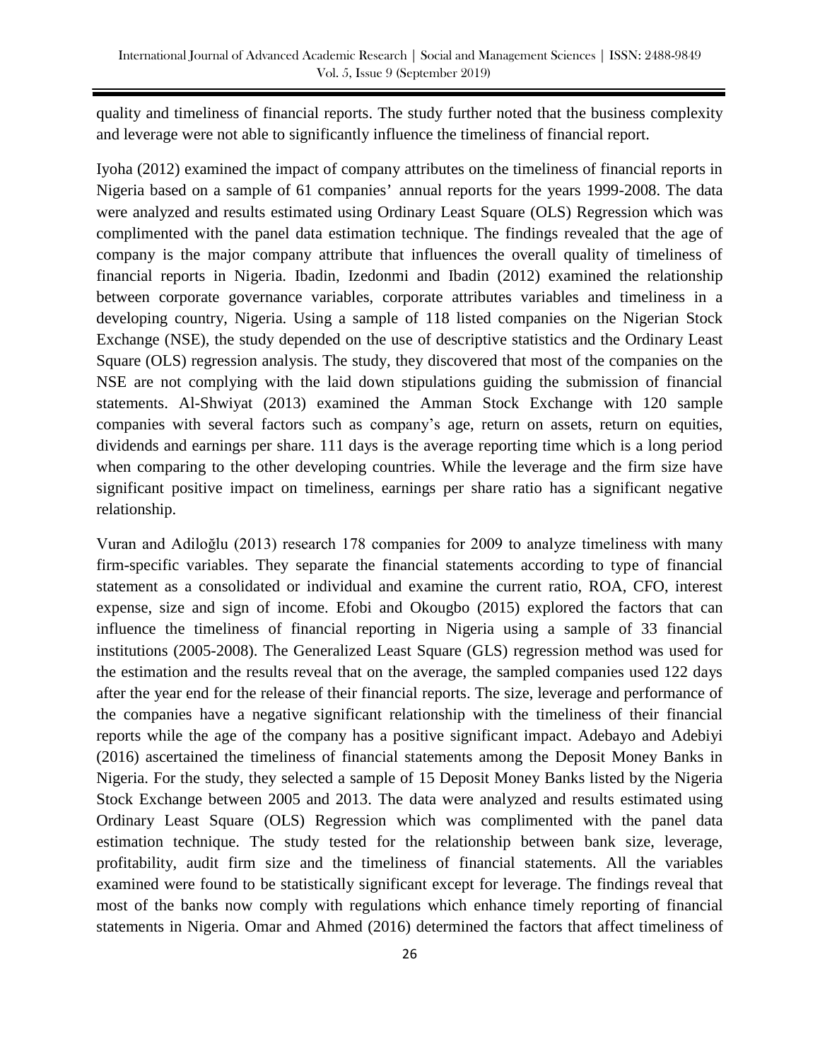quality and timeliness of financial reports. The study further noted that the business complexity and leverage were not able to significantly influence the timeliness of financial report.

Iyoha (2012) examined the impact of company attributes on the timeliness of financial reports in Nigeria based on a sample of 61 companies' annual reports for the years 1999-2008. The data were analyzed and results estimated using Ordinary Least Square (OLS) Regression which was complimented with the panel data estimation technique. The findings revealed that the age of company is the major company attribute that influences the overall quality of timeliness of financial reports in Nigeria. Ibadin, Izedonmi and Ibadin (2012) examined the relationship between corporate governance variables, corporate attributes variables and timeliness in a developing country, Nigeria. Using a sample of 118 listed companies on the Nigerian Stock Exchange (NSE), the study depended on the use of descriptive statistics and the Ordinary Least Square (OLS) regression analysis. The study, they discovered that most of the companies on the NSE are not complying with the laid down stipulations guiding the submission of financial statements. Al-Shwiyat (2013) examined the Amman Stock Exchange with 120 sample companies with several factors such as company's age, return on assets, return on equities, dividends and earnings per share. 111 days is the average reporting time which is a long period when comparing to the other developing countries. While the leverage and the firm size have significant positive impact on timeliness, earnings per share ratio has a significant negative relationship.

Vuran and Adiloğlu (2013) research 178 companies for 2009 to analyze timeliness with many firm-specific variables. They separate the financial statements according to type of financial statement as a consolidated or individual and examine the current ratio, ROA, CFO, interest expense, size and sign of income. Efobi and Okougbo (2015) explored the factors that can influence the timeliness of financial reporting in Nigeria using a sample of 33 financial institutions (2005-2008). The Generalized Least Square (GLS) regression method was used for the estimation and the results reveal that on the average, the sampled companies used 122 days after the year end for the release of their financial reports. The size, leverage and performance of the companies have a negative significant relationship with the timeliness of their financial reports while the age of the company has a positive significant impact. Adebayo and Adebiyi (2016) ascertained the timeliness of financial statements among the Deposit Money Banks in Nigeria. For the study, they selected a sample of 15 Deposit Money Banks listed by the Nigeria Stock Exchange between 2005 and 2013. The data were analyzed and results estimated using Ordinary Least Square (OLS) Regression which was complimented with the panel data estimation technique. The study tested for the relationship between bank size, leverage, profitability, audit firm size and the timeliness of financial statements. All the variables examined were found to be statistically significant except for leverage. The findings reveal that most of the banks now comply with regulations which enhance timely reporting of financial statements in Nigeria. Omar and Ahmed (2016) determined the factors that affect timeliness of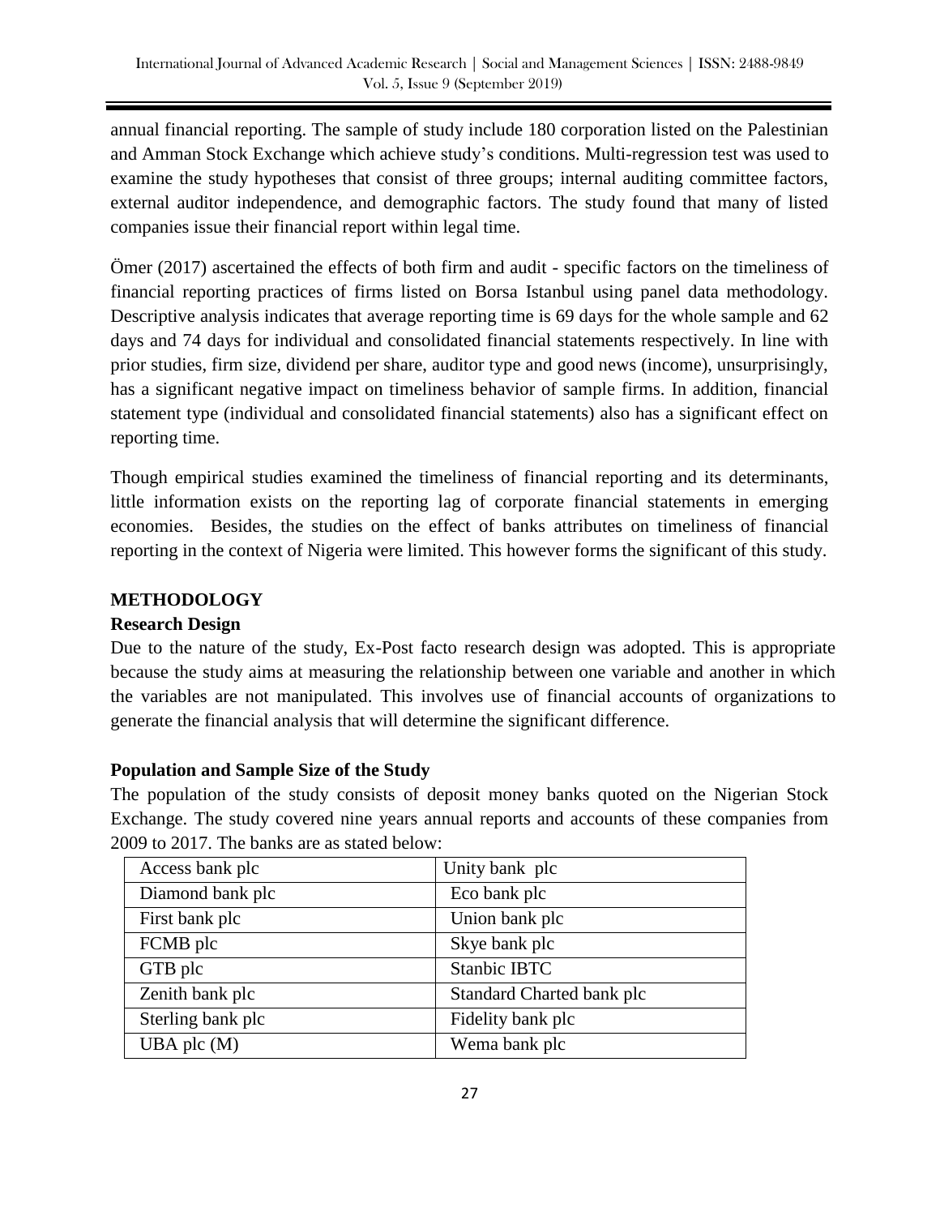annual financial reporting. The sample of study include 180 corporation listed on the Palestinian and Amman Stock Exchange which achieve study's conditions. Multi-regression test was used to examine the study hypotheses that consist of three groups; internal auditing committee factors, external auditor independence, and demographic factors. The study found that many of listed companies issue their financial report within legal time.

Ömer (2017) ascertained the effects of both firm and audit - specific factors on the timeliness of financial reporting practices of firms listed on Borsa Istanbul using panel data methodology. Descriptive analysis indicates that average reporting time is 69 days for the whole sample and 62 days and 74 days for individual and consolidated financial statements respectively. In line with prior studies, firm size, dividend per share, auditor type and good news (income), unsurprisingly, has a significant negative impact on timeliness behavior of sample firms. In addition, financial statement type (individual and consolidated financial statements) also has a significant effect on reporting time.

Though empirical studies examined the timeliness of financial reporting and its determinants, little information exists on the reporting lag of corporate financial statements in emerging economies. Besides, the studies on the effect of banks attributes on timeliness of financial reporting in the context of Nigeria were limited. This however forms the significant of this study.

## METHODOLOGY

### Research Design

Due to the nature of the study, Ex-Post facto research design was adopted. This is appropriate because the study aims at measuring the relationship between one variable and another in which the variables are not manipulated. This involves use of financial accounts of organizations to generate the financial analysis that will determine the significant difference.

### Population and Sample Size of the Study

The population of the study consists of deposit money banks quoted on the Nigerian Stock Exchange. The study covered nine years annual reports and accounts of these companies from 2009 to 2017. The banks are as stated below:

| | |
|---|---|
| Access bank plc | Unity bank plc |
| Diamond bank plc | Eco bank plc |
| First bank plc | Union bank plc |
| FCMB plc | Skye bank plc |
| GTB plc | Stanbic IBTC |
| Zenith bank plc | Standard Charted bank plc |
| Sterling bank plc | Fidelity bank plc |
| UBA plc (M) | Wema bank plc |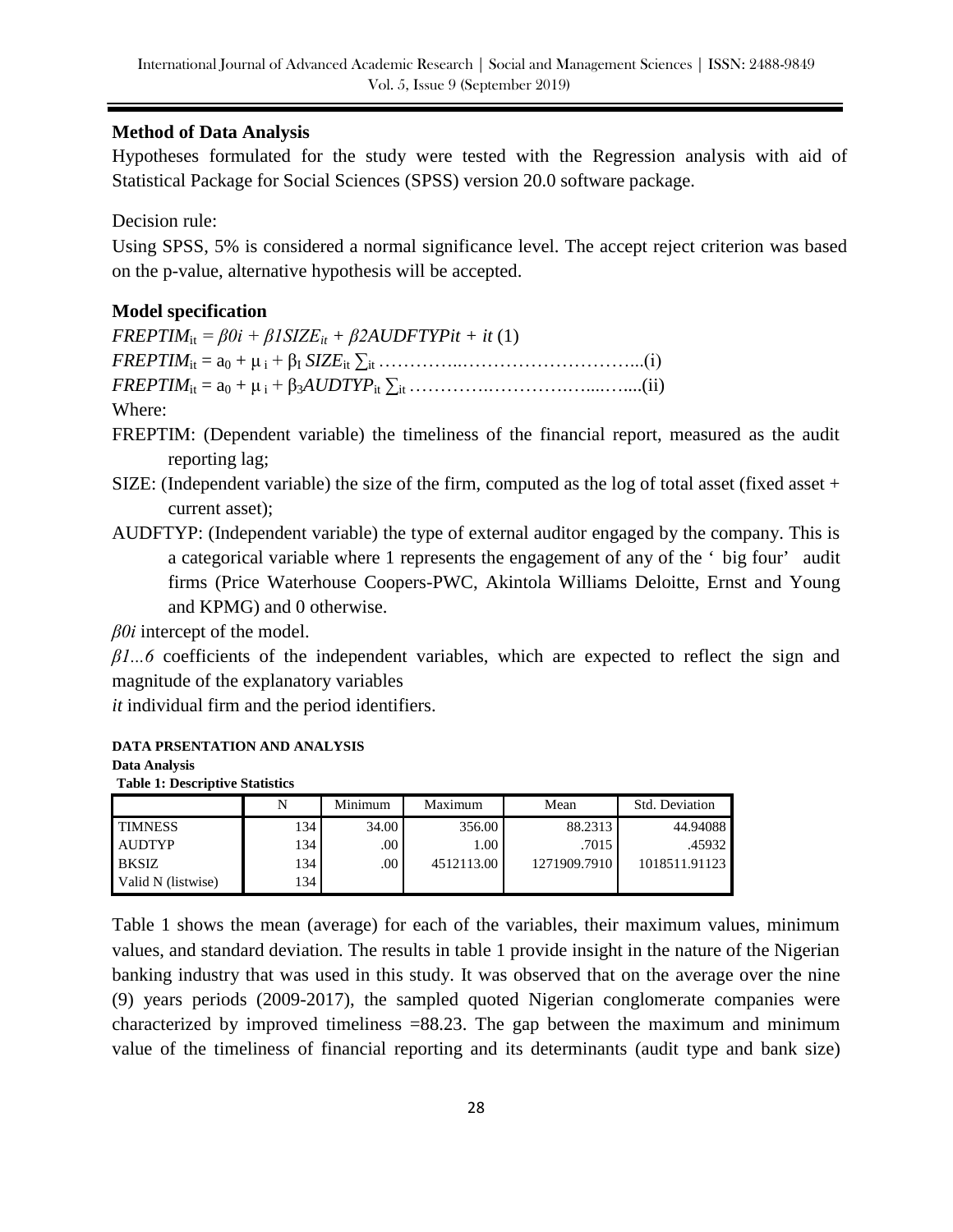## Method of Data Analysis

Hypotheses formulated for the study were tested with the Regression analysis with aid of Statistical Package for Social Sciences (SPSS) version 20.0 software package.

Decision rule:

Using SPSS, 5% is considered a normal significance level. The accept reject criterion was based on the p-value, alternative hypothesis will be accepted.

## Model specification

$FREPTIM_{it} = \beta 0i + \beta 1SIZE_{it} + \beta 2AUDFTYPit + it$ (1)

$FREPTIM_{it} = a_0 + \mu_i + \beta_I SIZE_{it} \sum_{it}$ …………..………………………...(i)

$FREPTIM_{it} = a_0 + \mu_i + \beta_3 AUDTYP_{it} \sum_{it}$ ………….……………...…....(ii)

Where:

FREPTIM: (Dependent variable) the timeliness of the financial report, measured as the audit reporting lag;

SIZE: (Independent variable) the size of the firm, computed as the log of total asset (fixed asset + current asset);

AUDFTYP: (Independent variable) the type of external auditor engaged by the company. This is a categorical variable where 1 represents the engagement of any of the ' big four' audit firms (Price Waterhouse Coopers-PWC, Akintola Williams Deloitte, Ernst and Young and KPMG) and 0 otherwise.

*β0i* intercept of the model.

*β1...6* coefficients of the independent variables, which are expected to reflect the sign and magnitude of the explanatory variables

*it* individual firm and the period identifiers.

**DATA PRSENTATION AND ANALYSIS**

**Data Analysis**

**Table 1: Descriptive Statistics**

| | N | Minimum | Maximum | Mean | Std. Deviation |
|---|---|---|---|---|---|
| TIMNESS | 134 | 34.00 | 356.00 | 88.2313 | 44.94088 |
| AUDTYP | 134 | .00 | 1.00 | .7015 | .45932 |
| BKSIZ | 134 | .00 | 4512113.00 | 1271909.7910 | 1018511.91123 |
| Valid N (listwise) | 134 | | | | |

Table 1 shows the mean (average) for each of the variables, their maximum values, minimum values, and standard deviation. The results in table 1 provide insight in the nature of the Nigerian banking industry that was used in this study. It was observed that on the average over the nine (9) years periods (2009-2017), the sampled quoted Nigerian conglomerate companies were characterized by improved timeliness =88.23. The gap between the maximum and minimum value of the timeliness of financial reporting and its determinants (audit type and bank size)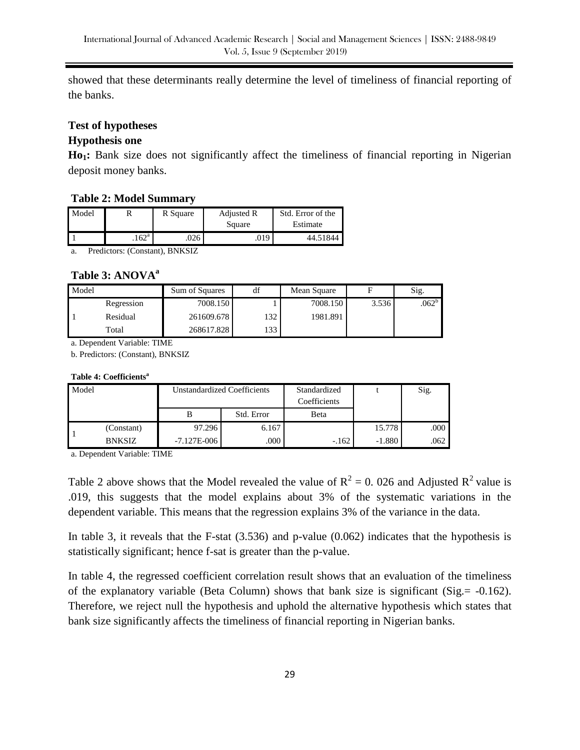showed that these determinants really determine the level of timeliness of financial reporting of the banks.

### Test of hypotheses

### Hypothesis one

**$Ho_1$:** Bank size does not significantly affect the timeliness of financial reporting in Nigerian deposit money banks.

**Table 2: Model Summary**

| Model | R | R Square | Adjusted R Square | Std. Error of the Estimate |
|---|---|---|---|---|
| 1 | .162[a] | .026 | .019 | 44.51844 |

a. Predictors: (Constant), BNKSIZ

**Table 3: ANOVA[a]**

| Model | | Sum of Squares | df | Mean Square | F | Sig. |
|---|---|---|---|---|---|---|
| 1 | Regression | 7008.150 | 1 | 7008.150 | 3.536 | .062[b] |
| | Residual | 261609.678 | 132 | 1981.891 | | |
| | Total | 268617.828 | 133 | | | |

a. Dependent Variable: TIME

b. Predictors: (Constant), BNKSIZ

**Table 4: Coefficients[a]**

| Model | | Unstandardized Coefficients | | Standardized Coefficients | t | Sig. |
|---|---|---|---|---|---|---|
| | | B | Std. Error | Beta | | |
| 1 | (Constant) | 97.296 | 6.167 | | 15.778 | .000 |
| | BNKSIZ | -7.127E-006 | .000 | -.162 | -1.880 | .062 |

a. Dependent Variable: TIME

Table 2 above shows that the Model revealed the value of $R^2 = 0.026$ and Adjusted $R^2$ value is .019, this suggests that the model explains about 3% of the systematic variations in the dependent variable. This means that the regression explains 3% of the variance in the data.

In table 3, it reveals that the F-stat (3.536) and p-value (0.062) indicates that the hypothesis is statistically significant; hence f-sat is greater than the p-value.

In table 4, the regressed coefficient correlation result shows that an evaluation of the timeliness of the explanatory variable (Beta Column) shows that bank size is significant (Sig.= -0.162). Therefore, we reject null the hypothesis and uphold the alternative hypothesis which states that bank size significantly affects the timeliness of financial reporting in Nigerian banks.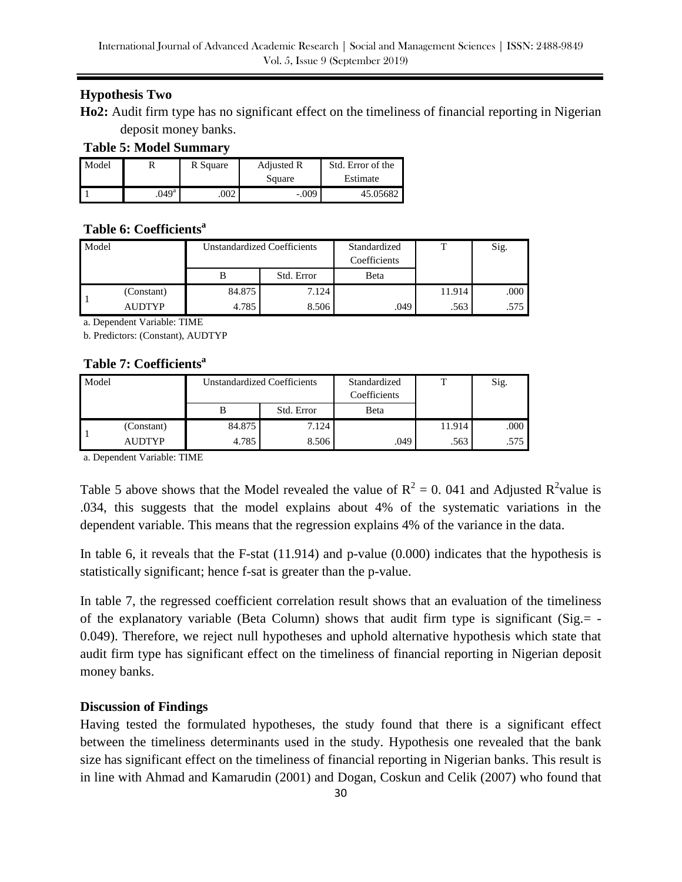### Hypothesis Two

**Ho2:** Audit firm type has no significant effect on the timeliness of financial reporting in Nigerian deposit money banks.

**Table 5: Model Summary**

| Model | R | R Square | Adjusted R Square | Std. Error of the Estimate |
|---|---|---|---|---|
| 1 | .049[a] | .002 | -.009 | 45.05682 |

**Table 6: Coefficients[a]**

| Model | | Unstandardized Coefficients | | Standardized Coefficients | T | Sig. |
|---|---|---|---|---|---|---|
| | | B | Std. Error | Beta | | |
| 1 | (Constant) | 84.875 | 7.124 | | 11.914 | .000 |
| | AUDTYP | 4.785 | 8.506 | .049 | .563 | .575 |

a. Dependent Variable: TIME

b. Predictors: (Constant), AUDTYP

**Table 7: Coefficients[a]**

| Model | | Unstandardized Coefficients | | Standardized Coefficients | T | Sig. |
|---|---|---|---|---|---|---|
| | | B | Std. Error | Beta | | |
| 1 | (Constant) | 84.875 | 7.124 | | 11.914 | .000 |
| | AUDTYP | 4.785 | 8.506 | .049 | .563 | .575 |

a. Dependent Variable: TIME

Table 5 above shows that the Model revealed the value of $R^2$ = 0. 041 and Adjusted $R^2$value is .034, this suggests that the model explains about 4% of the systematic variations in the dependent variable. This means that the regression explains 4% of the variance in the data.

In table 6, it reveals that the F-stat (11.914) and p-value (0.000) indicates that the hypothesis is statistically significant; hence f-sat is greater than the p-value.

In table 7, the regressed coefficient correlation result shows that an evaluation of the timeliness of the explanatory variable (Beta Column) shows that audit firm type is significant (Sig.= -0.049). Therefore, we reject null hypotheses and uphold alternative hypothesis which state that audit firm type has significant effect on the timeliness of financial reporting in Nigerian deposit money banks.

### Discussion of Findings

Having tested the formulated hypotheses, the study found that there is a significant effect between the timeliness determinants used in the study. Hypothesis one revealed that the bank size has significant effect on the timeliness of financial reporting in Nigerian banks. This result is in line with Ahmad and Kamarudin (2001) and Dogan, Coskun and Celik (2007) who found that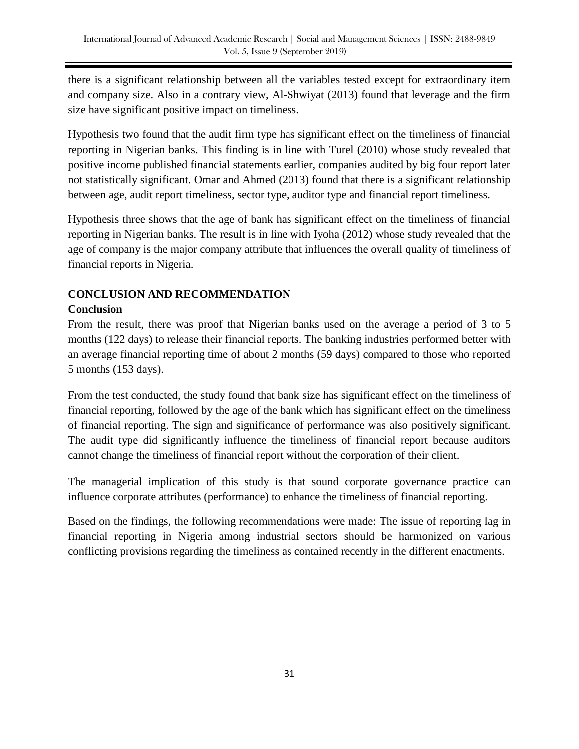there is a significant relationship between all the variables tested except for extraordinary item and company size. Also in a contrary view, Al-Shwiyat (2013) found that leverage and the firm size have significant positive impact on timeliness.

Hypothesis two found that the audit firm type has significant effect on the timeliness of financial reporting in Nigerian banks. This finding is in line with Turel (2010) whose study revealed that positive income published financial statements earlier, companies audited by big four report later not statistically significant. Omar and Ahmed (2013) found that there is a significant relationship between age, audit report timeliness, sector type, auditor type and financial report timeliness.

Hypothesis three shows that the age of bank has significant effect on the timeliness of financial reporting in Nigerian banks. The result is in line with Iyoha (2012) whose study revealed that the age of company is the major company attribute that influences the overall quality of timeliness of financial reports in Nigeria.

## CONCLUSION AND RECOMMENDATION

### Conclusion

From the result, there was proof that Nigerian banks used on the average a period of 3 to 5 months (122 days) to release their financial reports. The banking industries performed better with an average financial reporting time of about 2 months (59 days) compared to those who reported 5 months (153 days).

From the test conducted, the study found that bank size has significant effect on the timeliness of financial reporting, followed by the age of the bank which has significant effect on the timeliness of financial reporting. The sign and significance of performance was also positively significant. The audit type did significantly influence the timeliness of financial report because auditors cannot change the timeliness of financial report without the corporation of their client.

The managerial implication of this study is that sound corporate governance practice can influence corporate attributes (performance) to enhance the timeliness of financial reporting.

Based on the findings, the following recommendations were made: The issue of reporting lag in financial reporting in Nigeria among industrial sectors should be harmonized on various conflicting provisions regarding the timeliness as contained recently in the different enactments.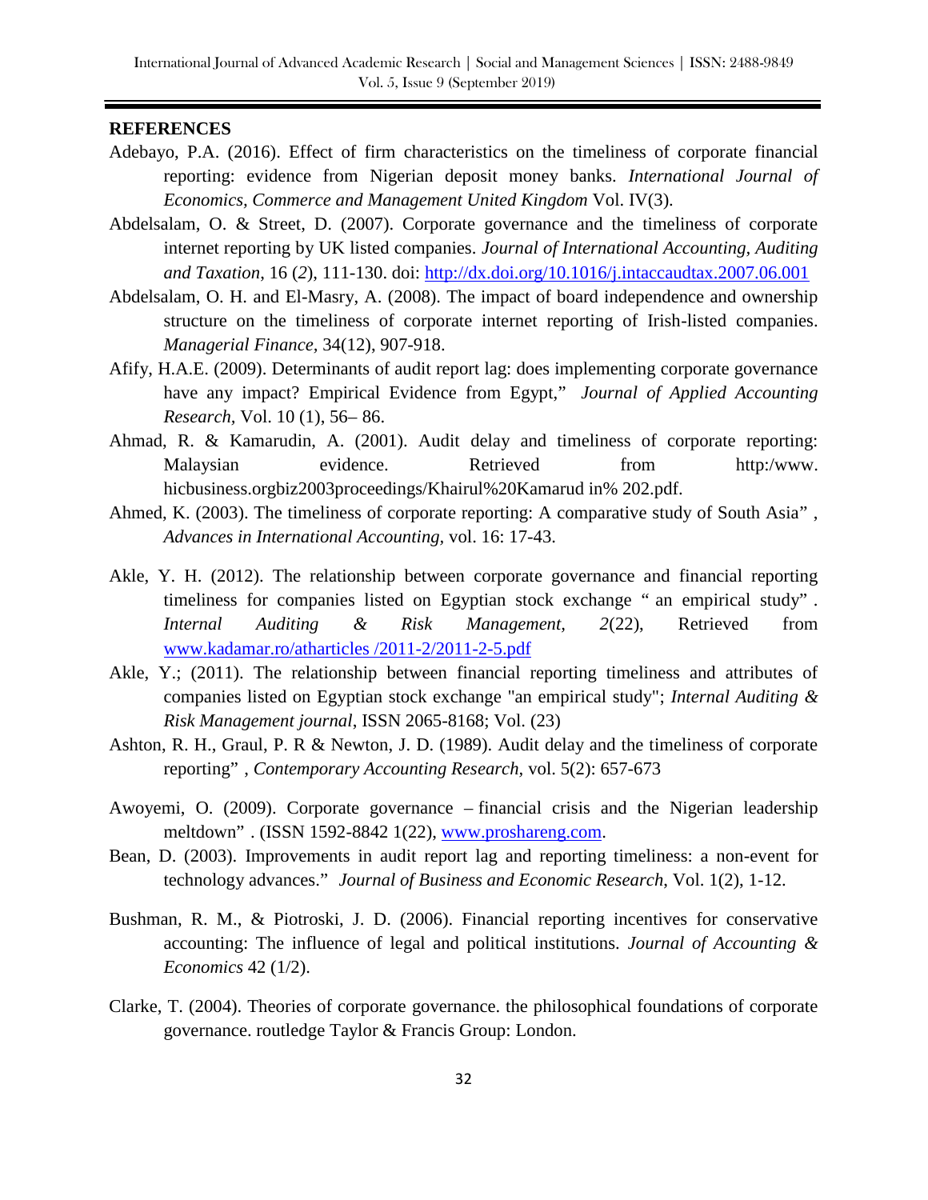## REFERENCES

Adebayo, P.A. (2016). Effect of firm characteristics on the timeliness of corporate financial reporting: evidence from Nigerian deposit money banks. *International Journal of Economics, Commerce and Management United Kingdom* Vol. IV(3).

Abdelsalam, O. & Street, D. (2007). Corporate governance and the timeliness of corporate internet reporting by UK listed companies. *Journal of International Accounting, Auditing and Taxation*, 16 (*2*), 111-130. doi: http://dx.doi.org/10.1016/j.intaccaudtax.2007.06.001

Abdelsalam, O. H. and El-Masry, A. (2008). The impact of board independence and ownership structure on the timeliness of corporate internet reporting of Irish-listed companies. *Managerial Finance*, 34(12), 907-918.

Afify, H.A.E. (2009). Determinants of audit report lag: does implementing corporate governance have any impact? Empirical Evidence from Egypt," *Journal of Applied Accounting Research*, Vol. 10 (1), 56– 86.

Ahmad, R. & Kamarudin, A. (2001). Audit delay and timeliness of corporate reporting: Malaysian evidence. Retrieved from http:/www. hicbusiness.orgbiz2003proceedings/Khairul%20Kamarud in% 202.pdf.

Ahmed, K. (2003). The timeliness of corporate reporting: A comparative study of South Asia" , *Advances in International Accounting*, vol. 16: 17-43.

Akle, Y. H. (2012). The relationship between corporate governance and financial reporting timeliness for companies listed on Egyptian stock exchange " an empirical study" . *Internal Auditing & Risk Management, 2*(22), Retrieved from www.kadamar.ro/atharticles /2011-2/2011-2-5.pdf

Akle, Y.; (2011). The relationship between financial reporting timeliness and attributes of companies listed on Egyptian stock exchange "an empirical study"; *Internal Auditing & Risk Management journal*, ISSN 2065-8168; Vol. (23)

Ashton, R. H., Graul, P. R & Newton, J. D. (1989). Audit delay and the timeliness of corporate reporting" , *Contemporary Accounting Research*, vol. 5(2): 657-673

Awoyemi, O. (2009). Corporate governance – financial crisis and the Nigerian leadership meltdown" . (ISSN 1592-8842 1(22), www.proshareng.com.

Bean, D. (2003). Improvements in audit report lag and reporting timeliness: a non-event for technology advances." *Journal of Business and Economic Research*, Vol. 1(2), 1-12.

Bushman, R. M., & Piotroski, J. D. (2006). Financial reporting incentives for conservative accounting: The influence of legal and political institutions. *Journal of Accounting & Economics* 42 (1/2).

Clarke, T. (2004). Theories of corporate governance. the philosophical foundations of corporate governance. routledge Taylor & Francis Group: London.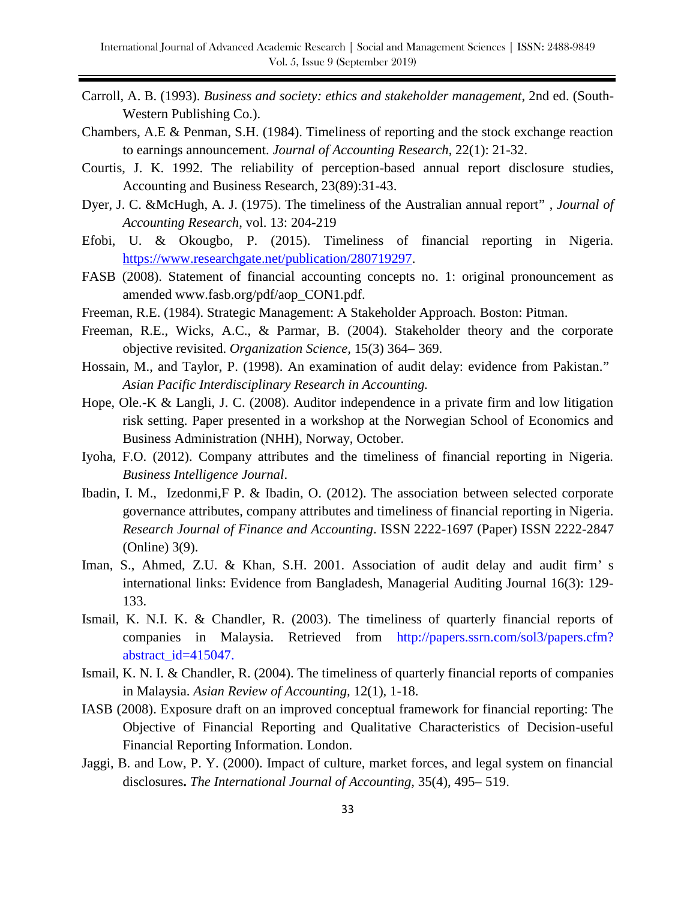Carroll, A. B. (1993). *Business and society: ethics and stakeholder management*, 2nd ed. (South-Western Publishing Co.).

Chambers, A.E & Penman, S.H. (1984). Timeliness of reporting and the stock exchange reaction to earnings announcement. *Journal of Accounting Research*, 22(1): 21-32.

Courtis, J. K. 1992. The reliability of perception-based annual report disclosure studies, Accounting and Business Research, 23(89):31-43.

Dyer, J. C. &McHugh, A. J. (1975). The timeliness of the Australian annual report" , *Journal of Accounting Research,* vol. 13: 204-219

Efobi, U. & Okougbo, P. (2015). Timeliness of financial reporting in Nigeria. https://www.researchgate.net/publication/280719297.

FASB (2008). Statement of financial accounting concepts no. 1: original pronouncement as amended www.fasb.org/pdf/aop_CON1.pdf.

Freeman, R.E. (1984). Strategic Management: A Stakeholder Approach. Boston: Pitman.

Freeman, R.E., Wicks, A.C., & Parmar, B. (2004). Stakeholder theory and the corporate objective revisited. *Organization Science,* 15(3) 364– 369.

Hossain, M., and Taylor, P. (1998). An examination of audit delay: evidence from Pakistan." *Asian Pacific Interdisciplinary Research in Accounting.*

Hope, Ole.-K & Langli, J. C. (2008). Auditor independence in a private firm and low litigation risk setting. Paper presented in a workshop at the Norwegian School of Economics and Business Administration (NHH), Norway, October.

Iyoha, F.O. (2012). Company attributes and the timeliness of financial reporting in Nigeria. *Business Intelligence Journal*.

Ibadin, I. M., Izedonmi,F P. & Ibadin, O. (2012). The association between selected corporate governance attributes, company attributes and timeliness of financial reporting in Nigeria. *Research Journal of Finance and Accounting*. ISSN 2222-1697 (Paper) ISSN 2222-2847 (Online) 3(9).

Iman, S., Ahmed, Z.U. & Khan, S.H. 2001. Association of audit delay and audit firm' s international links: Evidence from Bangladesh, Managerial Auditing Journal 16(3): 129-133.

Ismail, K. N.I. K. & Chandler, R. (2003). The timeliness of quarterly financial reports of companies in Malaysia. Retrieved from http://papers.ssrn.com/sol3/papers.cfm?abstract_id=415047.

Ismail, K. N. I. & Chandler, R. (2004). The timeliness of quarterly financial reports of companies in Malaysia. *Asian Review of Accounting,* 12(1), 1-18.

IASB (2008). Exposure draft on an improved conceptual framework for financial reporting: The Objective of Financial Reporting and Qualitative Characteristics of Decision-useful Financial Reporting Information. London.

Jaggi, B. and Low, P. Y. (2000). Impact of culture, market forces, and legal system on financial disclosures**.** *The International Journal of Accounting,* 35(4), 495– 519.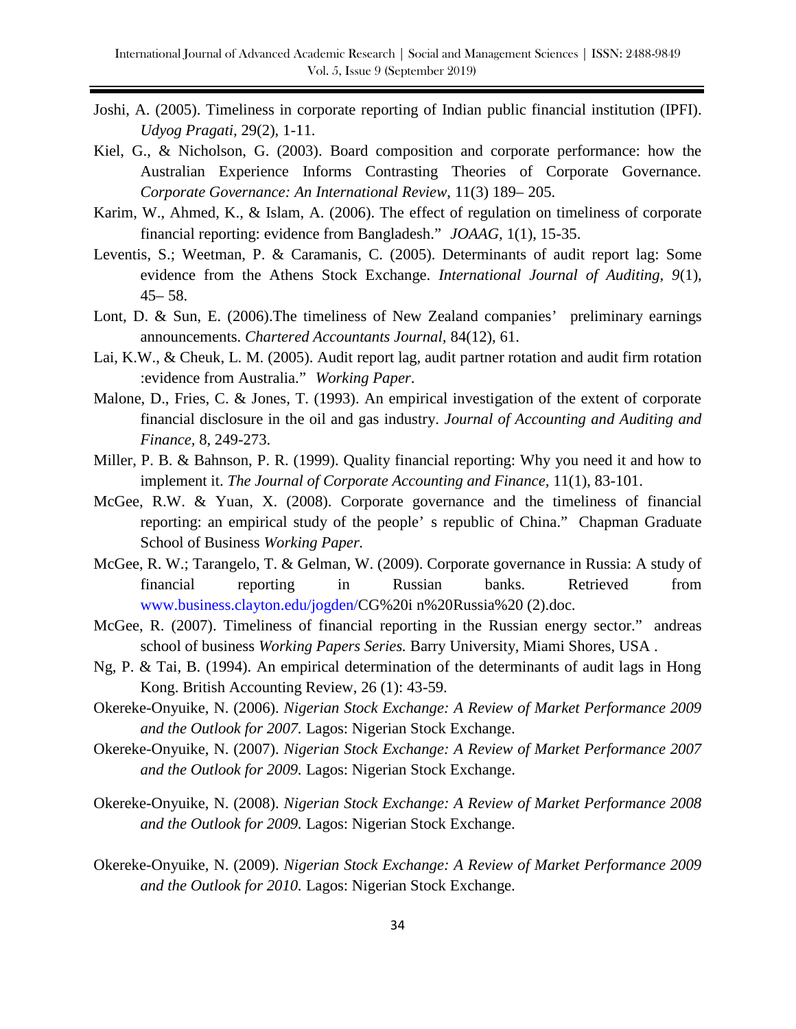Joshi, A. (2005). Timeliness in corporate reporting of Indian public financial institution (IPFI). *Udyog Pragati,* 29(2), 1-11.

Kiel, G., & Nicholson, G. (2003). Board composition and corporate performance: how the Australian Experience Informs Contrasting Theories of Corporate Governance. *Corporate Governance: An International Review*, 11(3) 189– 205.

Karim, W., Ahmed, K., & Islam, A. (2006). The effect of regulation on timeliness of corporate financial reporting: evidence from Bangladesh." *JOAAG*, 1(1), 15-35.

Leventis, S.; Weetman, P. & Caramanis, C. (2005). Determinants of audit report lag: Some evidence from the Athens Stock Exchange. *International Journal of Auditing, 9*(1), 45– 58.

Lont, D. & Sun, E. (2006).The timeliness of New Zealand companies' preliminary earnings announcements. *Chartered Accountants Journal,* 84(12), 61.

Lai, K.W., & Cheuk, L. M. (2005). Audit report lag, audit partner rotation and audit firm rotation :evidence from Australia." *Working Paper*.

Malone, D., Fries, C. & Jones, T. (1993). An empirical investigation of the extent of corporate financial disclosure in the oil and gas industry. *Journal of Accounting and Auditing and Finance,* 8, 249-273.

Miller, P. B. & Bahnson, P. R. (1999). Quality financial reporting: Why you need it and how to implement it. *The Journal of Corporate Accounting and Finance,* 11(1), 83-101.

McGee, R.W. & Yuan, X. (2008). Corporate governance and the timeliness of financial reporting: an empirical study of the people' s republic of China." Chapman Graduate School of Business *Working Paper.*

McGee, R. W.; Tarangelo, T. & Gelman, W. (2009). Corporate governance in Russia: A study of financial reporting in Russian banks. Retrieved from www.business.clayton.edu/jogden/CG%20i n%20Russia%20 (2).doc.

McGee, R. (2007). Timeliness of financial reporting in the Russian energy sector." andreas school of business *Working Papers Series.* Barry University, Miami Shores, USA .

Ng, P. & Tai, B. (1994). An empirical determination of the determinants of audit lags in Hong Kong. British Accounting Review, 26 (1): 43-59.

Okereke-Onyuike, N. (2006). *Nigerian Stock Exchange: A Review of Market Performance 2009 and the Outlook for 2007.* Lagos: Nigerian Stock Exchange.

Okereke-Onyuike, N. (2007). *Nigerian Stock Exchange: A Review of Market Performance 2007 and the Outlook for 2009.* Lagos: Nigerian Stock Exchange.

Okereke-Onyuike, N. (2008). *Nigerian Stock Exchange: A Review of Market Performance 2008 and the Outlook for 2009.* Lagos: Nigerian Stock Exchange.

Okereke-Onyuike, N. (2009). *Nigerian Stock Exchange: A Review of Market Performance 2009 and the Outlook for 2010.* Lagos: Nigerian Stock Exchange.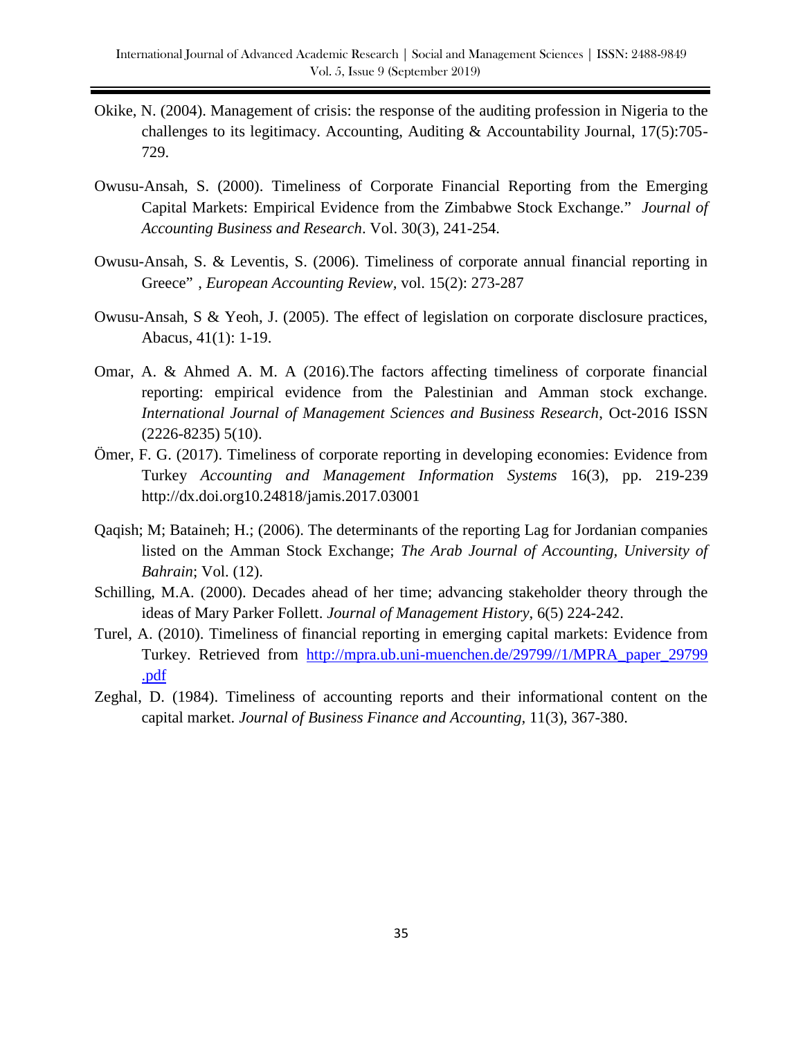Okike, N. (2004). Management of crisis: the response of the auditing profession in Nigeria to the challenges to its legitimacy. Accounting, Auditing & Accountability Journal, 17(5):705-729.

Owusu-Ansah, S. (2000). Timeliness of Corporate Financial Reporting from the Emerging Capital Markets: Empirical Evidence from the Zimbabwe Stock Exchange." *Journal of Accounting Business and Research*. Vol. 30(3), 241-254.

Owusu-Ansah, S. & Leventis, S. (2006). Timeliness of corporate annual financial reporting in Greece" , *European Accounting Review*, vol. 15(2): 273-287

Owusu-Ansah, S & Yeoh, J. (2005). The effect of legislation on corporate disclosure practices, Abacus, 41(1): 1-19.

Omar, A. & Ahmed A. M. A (2016).The factors affecting timeliness of corporate financial reporting: empirical evidence from the Palestinian and Amman stock exchange. *International Journal of Management Sciences and Business Research*, Oct-2016 ISSN (2226-8235) 5(10).

Ömer, F. G. (2017). Timeliness of corporate reporting in developing economies: Evidence from Turkey *Accounting and Management Information Systems* 16(3), pp. 219-239 http://dx.doi.org10.24818/jamis.2017.03001

Qaqish; M; Bataineh; H.; (2006). The determinants of the reporting Lag for Jordanian companies listed on the Amman Stock Exchange; *The Arab Journal of Accounting, University of Bahrain*; Vol. (12).

Schilling, M.A. (2000). Decades ahead of her time; advancing stakeholder theory through the ideas of Mary Parker Follett. *Journal of Management History*, 6(5) 224-242.

Turel, A. (2010). Timeliness of financial reporting in emerging capital markets: Evidence from Turkey. Retrieved from http://mpra.ub.uni-muenchen.de/29799//1/MPRA_paper_29799.pdf

Zeghal, D. (1984). Timeliness of accounting reports and their informational content on the capital market. *Journal of Business Finance and Accounting*, 11(3), 367-380.